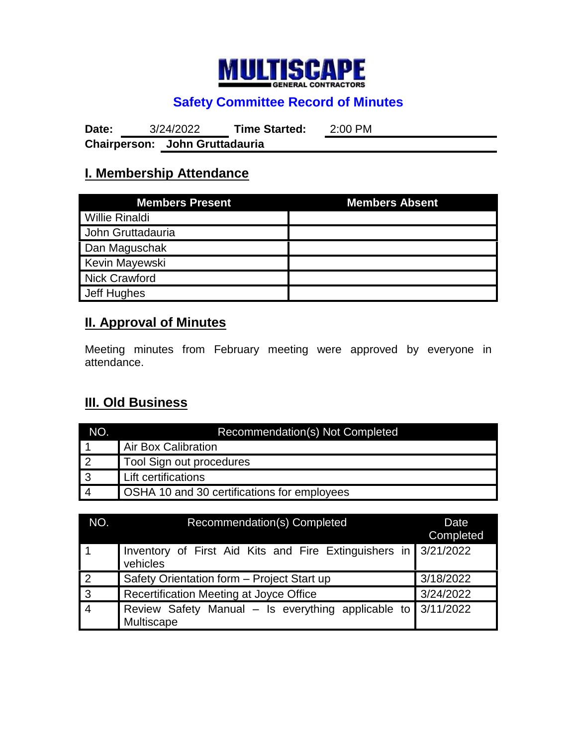# MULTISCAPE

GENERAL CONTRACTORS

## Safety Committee Record of Minutes

**Date:** 3/24/2022 **Time Started:** 2:00 PM

**Chairperson:** **John Gruttadauria**

## I. Membership Attendance

| Members Present | Members Absent |
|---|---|
| Willie Rinaldi | |
| John Gruttadauria | |
| Dan Maguschak | |
| Kevin Mayewski | |
| Nick Crawford | |
| Jeff Hughes | |

## II. Approval of Minutes

Meeting minutes from February meeting were approved by everyone in attendance.

## III. Old Business

| NO. | Recommendation(s) Not Completed |
|---|---|
| 1 | Air Box Calibration |
| 2 | Tool Sign out procedures |
| 3 | Lift certifications |
| 4 | OSHA 10 and 30 certifications for employees |

| NO. | Recommendation(s) Completed | Date Completed |
|---|---|---|
| 1 | Inventory of First Aid Kits and Fire Extinguishers in vehicles | 3/21/2022 |
| 2 | Safety Orientation form – Project Start up | 3/18/2022 |
| 3 | Recertification Meeting at Joyce Office | 3/24/2022 |
| 4 | Review Safety Manual – Is everything applicable to Multiscape | 3/11/2022 |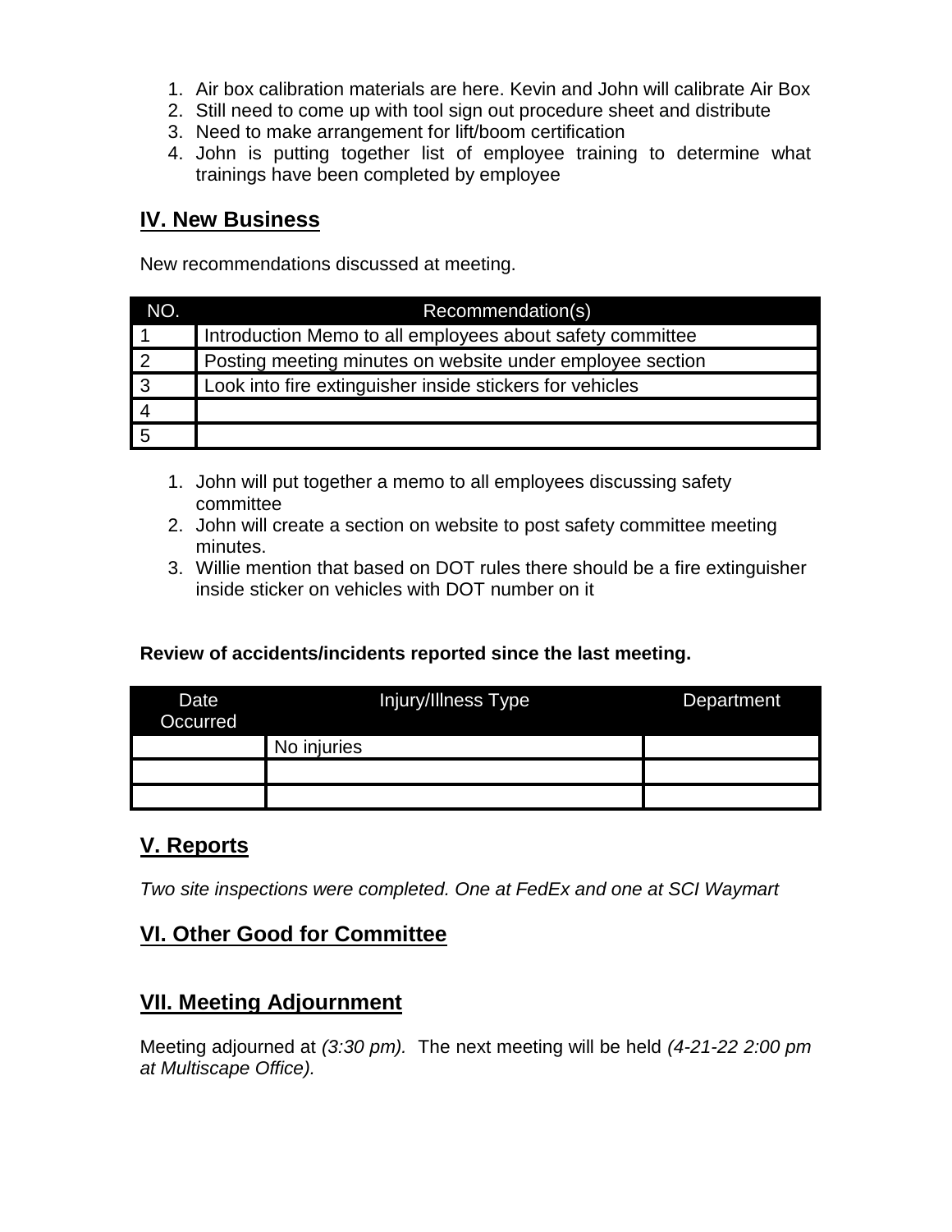1. Air box calibration materials are here. Kevin and John will calibrate Air Box
2. Still need to come up with tool sign out procedure sheet and distribute
3. Need to make arrangement for lift/boom certification
4. John is putting together list of employee training to determine what trainings have been completed by employee

## IV. New Business

New recommendations discussed at meeting.

| NO. | Recommendation(s) |
|---|---|
| 1 | Introduction Memo to all employees about safety committee |
| 2 | Posting meeting minutes on website under employee section |
| 3 | Look into fire extinguisher inside stickers for vehicles |
| 4 | |
| 5 | |

1. John will put together a memo to all employees discussing safety committee
2. John will create a section on website to post safety committee meeting minutes.
3. Willie mention that based on DOT rules there should be a fire extinguisher inside sticker on vehicles with DOT number on it

**Review of accidents/incidents reported since the last meeting.**

| Date Occurred | Injury/Illness Type | Department |
|---|---|---|
| | No injuries | |
| | | |
| | | |

## V. Reports

*Two site inspections were completed. One at FedEx and one at SCI Waymart*

## VI. Other Good for Committee

## VII. Meeting Adjournment

Meeting adjourned at *(3:30 pm).* The next meeting will be held *(4-21-22 2:00 pm at Multiscape Office).*